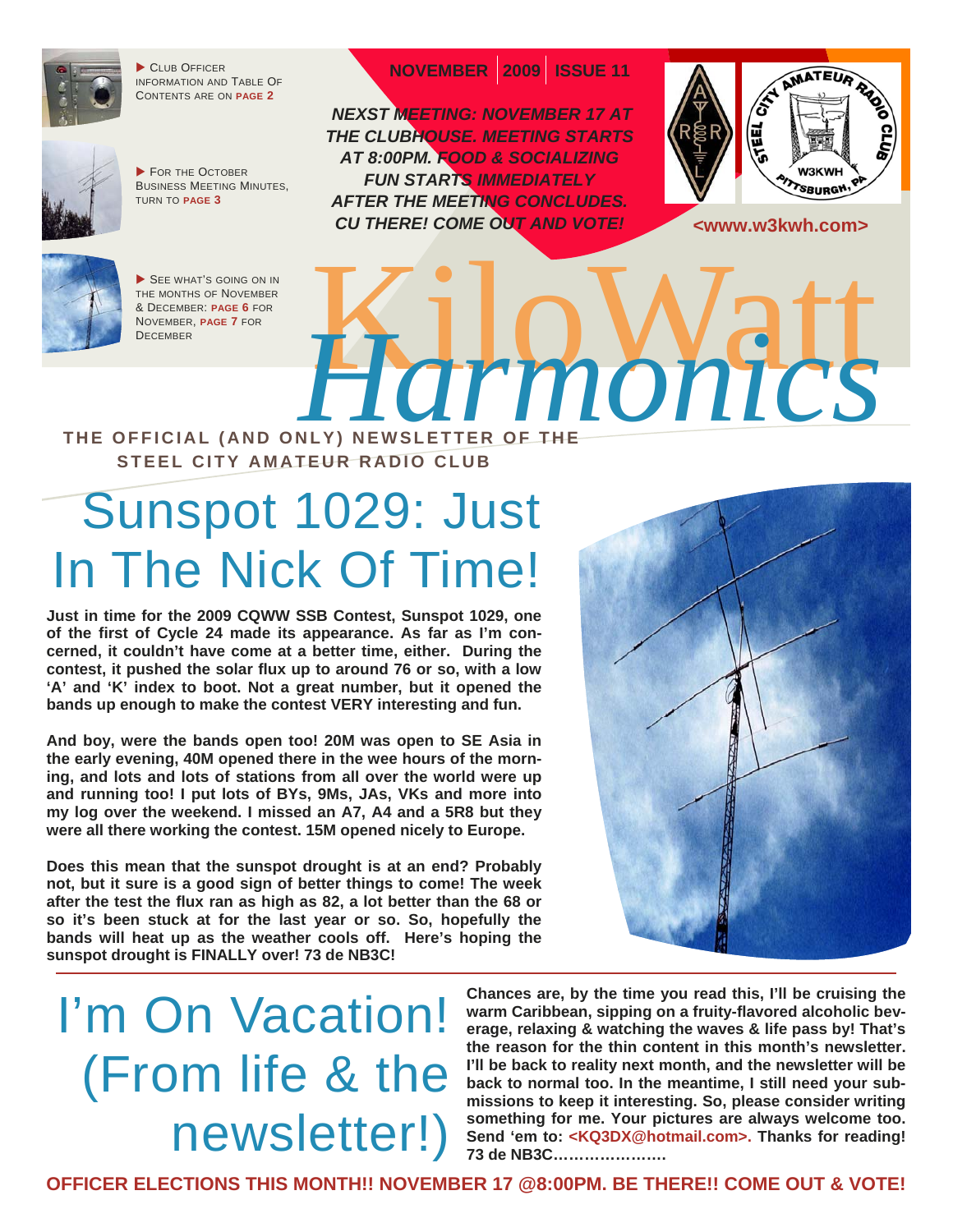▶ Club Officer information and Table Of Contents are on **page 2**

▶ For the October Business Meeting Minutes, turn to **page 3**

▶ See what's going on in the months of November & December: **page 6** for November, **page 7** for December

**NOVEMBER | 2009 | ISSUE 11**

***NEXST MEETING: NOVEMBER 17 AT THE CLUBHOUSE. MEETING STARTS AT 8:00PM. FOOD & SOCIALIZING FUN STARTS IMMEDIATELY AFTER THE MEETING CONCLUDES. CU THERE! COME OUT AND VOTE!***

**<www.w3kwh.com>**

# KiloWatt *Harmonics*

**THE OFFICIAL (AND ONLY) NEWSLETTER OF THE STEEL CITY AMATEUR RADIO CLUB**

## Sunspot 1029: Just In The Nick Of Time!

**Just in time for the 2009 CQWW SSB Contest, Sunspot 1029, one of the first of Cycle 24 made its appearance. As far as I'm concerned, it couldn't have come at a better time, either. During the contest, it pushed the solar flux up to around 76 or so, with a low 'A' and 'K' index to boot. Not a great number, but it opened the bands up enough to make the contest VERY interesting and fun.**

**And boy, were the bands open too! 20M was open to SE Asia in the early evening, 40M opened there in the wee hours of the morning, and lots and lots of stations from all over the world were up and running too! I put lots of BYs, 9Ms, JAs, VKs and more into my log over the weekend. I missed an A7, A4 and a 5R8 but they were all there working the contest. 15M opened nicely to Europe.**

**Does this mean that the sunspot drought is at an end? Probably not, but it sure is a good sign of better things to come! The week after the test the flux ran as high as 82, a lot better than the 68 or so it's been stuck at for the last year or so. So, hopefully the bands will heat up as the weather cools off. Here's hoping the sunspot drought is FINALLY over! 73 de NB3C!**

## I'm On Vacation! (From life & the newsletter!)

**Chances are, by the time you read this, I'll be cruising the warm Caribbean, sipping on a fruity-flavored alcoholic beverage, relaxing & watching the waves & life pass by! That's the reason for the thin content in this month's newsletter. I'll be back to reality next month, and the newsletter will be back to normal too. In the meantime, I still need your submissions to keep it interesting. So, please consider writing something for me. Your pictures are always welcome too. Send 'em to: <KQ3DX@hotmail.com>. Thanks for reading! 73 de NB3C…………………**

**OFFICER ELECTIONS THIS MONTH!! NOVEMBER 17 @8:00PM. BE THERE!! COME OUT & VOTE!**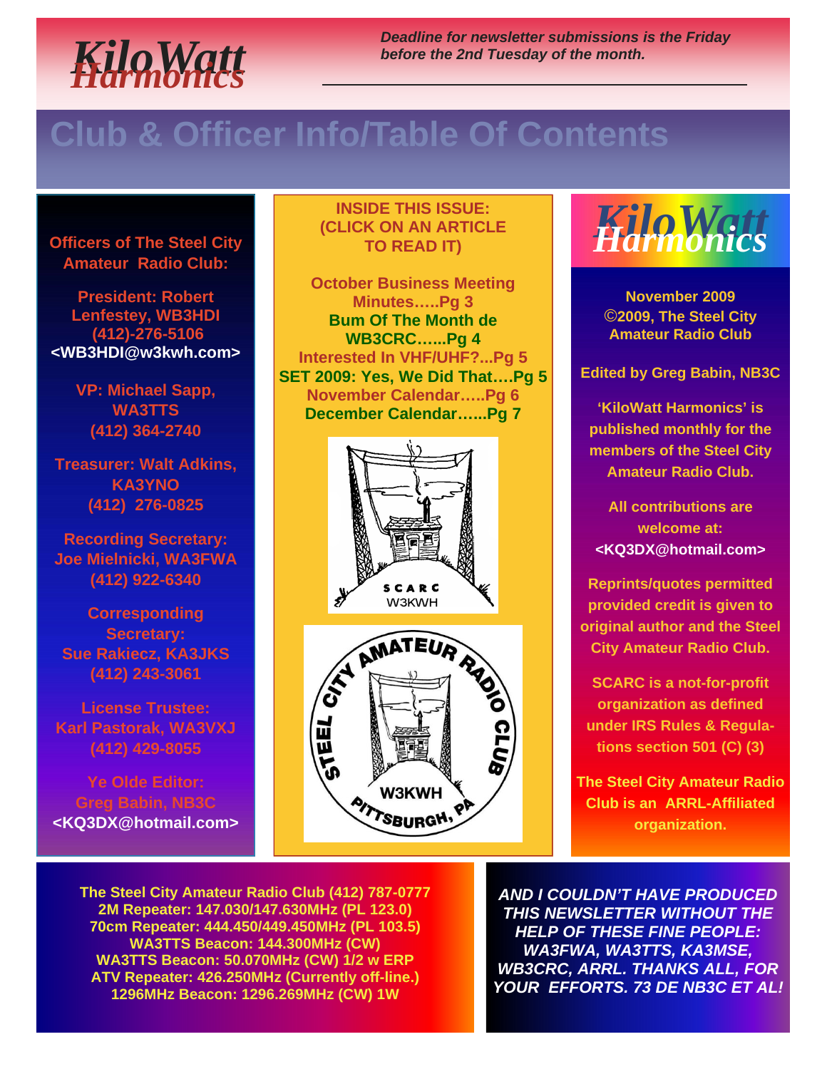# KiloWatt Harmonics

*Deadline for newsletter submissions is the Friday before the 2nd Tuesday of the month.*

## Club & Officer Info/Table Of Contents

**Officers of The Steel City Amateur Radio Club:**

**President: Robert Lenfestey, WB3HDI**
(412)-276-5106
<WB3HDI@w3kwh.com>

**VP: Michael Sapp, WA3TTS**
(412) 364-2740

**Treasurer: Walt Adkins, KA3YNO**
(412) 276-0825

**Recording Secretary: Joe Mielnicki, WA3FWA**
(412) 922-6340

**Corresponding Secretary: Sue Rakiecz, KA3JKS**
(412) 243-3061

**License Trustee: Karl Pastorak, WA3VXJ**
(412) 429-8055

**Ye Olde Editor: Greg Babin, NB3C**
<KQ3DX@hotmail.com>

**INSIDE THIS ISSUE: (CLICK ON AN ARTICLE TO READ IT)**

- October Business Meeting Minutes…..Pg 3
- Bum Of The Month de WB3CRC…...Pg 4
- Interested In VHF/UHF?...Pg 5
- SET 2009: Yes, We Did That….Pg 5
- November Calendar…..Pg 6
- December Calendar…...Pg 7

SCARC W3KWH

STEEL CITY AMATEUR RADIO CLUB W3KWH PITTSBURGH, PA

**KiloWatt Harmonics**

November 2009
©2009, The Steel City Amateur Radio Club

Edited by Greg Babin, NB3C

'KiloWatt Harmonics' is published monthly for the members of the Steel City Amateur Radio Club.

All contributions are welcome at: <KQ3DX@hotmail.com>

Reprints/quotes permitted provided credit is given to original author and the Steel City Amateur Radio Club.

SCARC is a not-for-profit organization as defined under IRS Rules & Regulations section 501 (C) (3)

The Steel City Amateur Radio Club is an ARRL-Affiliated organization.

**The Steel City Amateur Radio Club (412) 787-0777**
**2M Repeater: 147.030/147.630MHz (PL 123.0)**
**70cm Repeater: 444.450/449.450MHz (PL 103.5)**
**WA3TTS Beacon: 144.300MHz (CW)**
**WA3TTS Beacon: 50.070MHz (CW) 1/2 w ERP**
**ATV Repeater: 426.250MHz (Currently off-line.)**
**1296MHz Beacon: 1296.269MHz (CW) 1W**

***AND I COULDN'T HAVE PRODUCED THIS NEWSLETTER WITHOUT THE HELP OF THESE FINE PEOPLE: WA3FWA, WA3TTS, KA3MSE, WB3CRC, ARRL. THANKS ALL, FOR YOUR EFFORTS. 73 DE NB3C ET AL!***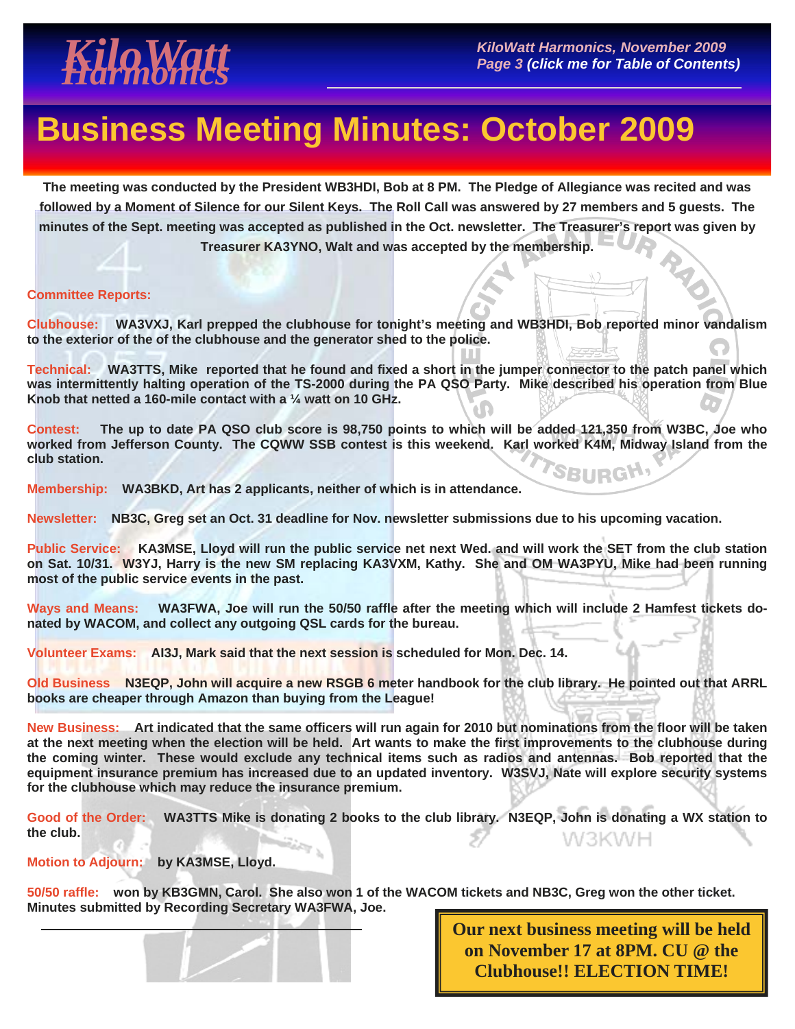# Business Meeting Minutes: October 2009

**The meeting was conducted by the President WB3HDI, Bob at 8 PM. The Pledge of Allegiance was recited and was followed by a Moment of Silence for our Silent Keys. The Roll Call was answered by 27 members and 5 guests. The minutes of the Sept. meeting was accepted as published in the Oct. newsletter. The Treasurer's report was given by Treasurer KA3YNO, Walt and was accepted by the membership.**

**Committee Reports:**

**Clubhouse:** **WA3VXJ, Karl prepped the clubhouse for tonight's meeting and WB3HDI, Bob reported minor vandalism to the exterior of the of the clubhouse and the generator shed to the police.**

**Technical:** **WA3TTS, Mike reported that he found and fixed a short in the jumper connector to the patch panel which was intermittently halting operation of the TS-2000 during the PA QSO Party. Mike described his operation from Blue Knob that netted a 160-mile contact with a ¼ watt on 10 GHz.**

**Contest:** **The up to date PA QSO club score is 98,750 points to which will be added 121,350 from W3BC, Joe who worked from Jefferson County. The CQWW SSB contest is this weekend. Karl worked K4M, Midway Island from the club station.**

**Membership:** **WA3BKD, Art has 2 applicants, neither of which is in attendance.**

**Newsletter:** **NB3C, Greg set an Oct. 31 deadline for Nov. newsletter submissions due to his upcoming vacation.**

**Public Service:** **KA3MSE, Lloyd will run the public service net next Wed. and will work the SET from the club station on Sat. 10/31. W3YJ, Harry is the new SM replacing KA3VXM, Kathy. She and OM WA3PYU, Mike had been running most of the public service events in the past.**

**Ways and Means:** **WA3FWA, Joe will run the 50/50 raffle after the meeting which will include 2 Hamfest tickets donated by WACOM, and collect any outgoing QSL cards for the bureau.**

**Volunteer Exams:** **AI3J, Mark said that the next session is scheduled for Mon. Dec. 14.**

**Old Business** **N3EQP, John will acquire a new RSGB 6 meter handbook for the club library. He pointed out that ARRL books are cheaper through Amazon than buying from the League!**

**New Business:** **Art indicated that the same officers will run again for 2010 but nominations from the floor will be taken at the next meeting when the election will be held. Art wants to make the first improvements to the clubhouse during the coming winter. These would exclude any technical items such as radios and antennas. Bob reported that the equipment insurance premium has increased due to an updated inventory. W3SVJ, Nate will explore security systems for the clubhouse which may reduce the insurance premium.**

**Good of the Order:** **WA3TTS Mike is donating 2 books to the club library. N3EQP, John is donating a WX station to the club.**

**Motion to Adjourn:** **by KA3MSE, Lloyd.**

**50/50 raffle:** **won by KB3GMN, Carol. She also won 1 of the WACOM tickets and NB3C, Greg won the other ticket. Minutes submitted by Recording Secretary WA3FWA, Joe.**

**Our next business meeting will be held on November 17 at 8PM. CU @ the Clubhouse!! ELECTION TIME!**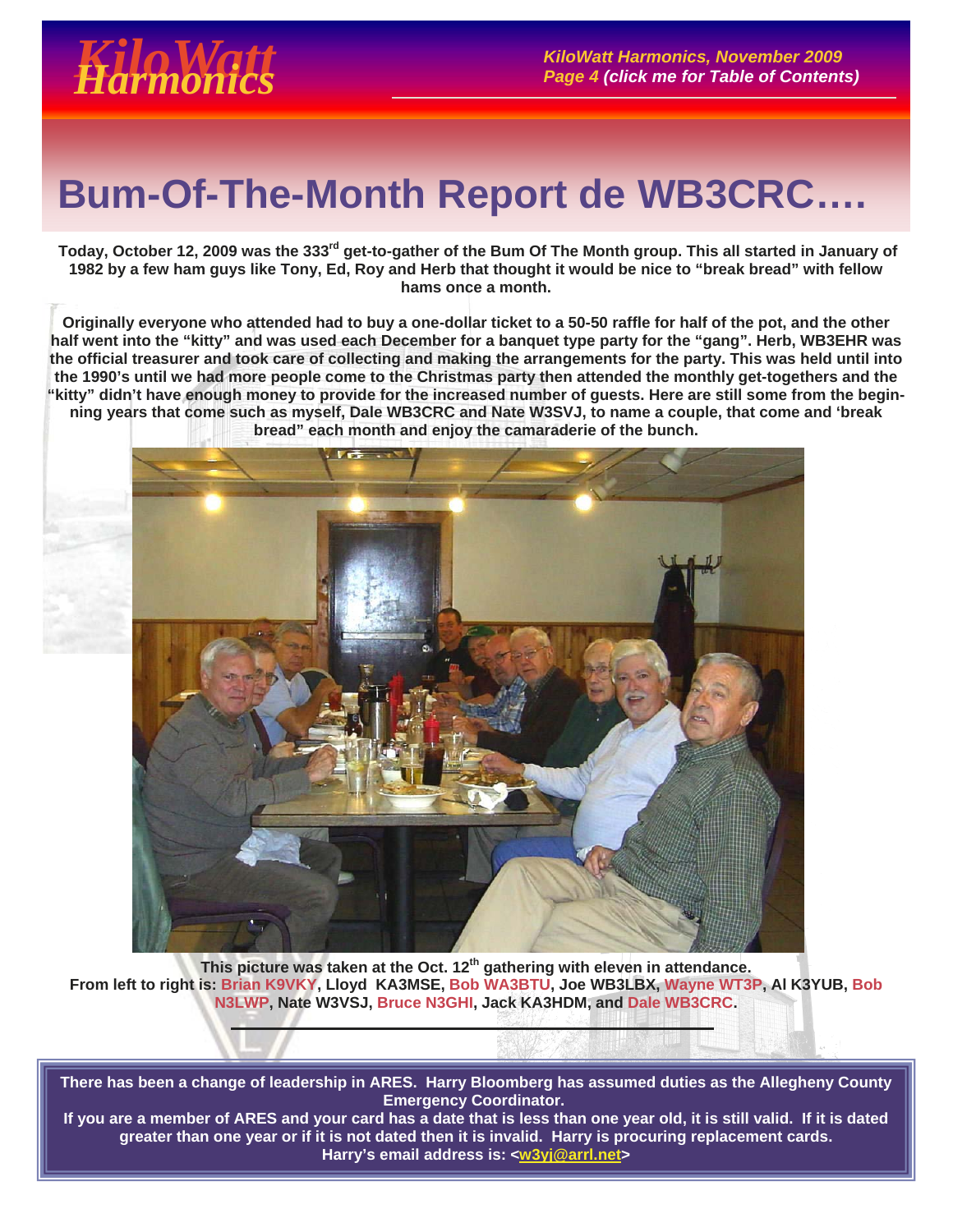# Bum-Of-The-Month Report de WB3CRC….

**Today, October 12, 2009 was the 333rd get-to-gather of the Bum Of The Month group. This all started in January of 1982 by a few ham guys like Tony, Ed, Roy and Herb that thought it would be nice to "break bread" with fellow hams once a month.**

**Originally everyone who attended had to buy a one-dollar ticket to a 50-50 raffle for half of the pot, and the other half went into the "kitty" and was used each December for a banquet type party for the "gang". Herb, WB3EHR was the official treasurer and took care of collecting and making the arrangements for the party. This was held until into the 1990's until we had more people come to the Christmas party then attended the monthly get-togethers and the "kitty" didn't have enough money to provide for the increased number of guests. Here are still some from the beginning years that come such as myself, Dale WB3CRC and Nate W3SVJ, to name a couple, that come and 'break bread" each month and enjoy the camaraderie of the bunch.**

**This picture was taken at the Oct. 12th gathering with eleven in attendance.**
**From left to right is: Brian K9VKY, Lloyd KA3MSE, Bob WA3BTU, Joe WB3LBX, Wayne WT3P, Al K3YUB, Bob N3LWP, Nate W3VSJ, Bruce N3GHI, Jack KA3HDM, and Dale WB3CRC.**

---

**There has been a change of leadership in ARES. Harry Bloomberg has assumed duties as the Allegheny County Emergency Coordinator.**
**If you are a member of ARES and your card has a date that is less than one year old, it is still valid. If it is dated greater than one year or if it is not dated then it is invalid. Harry is procuring replacement cards.**
**Harry's email address is: <w3yj@arrl.net>**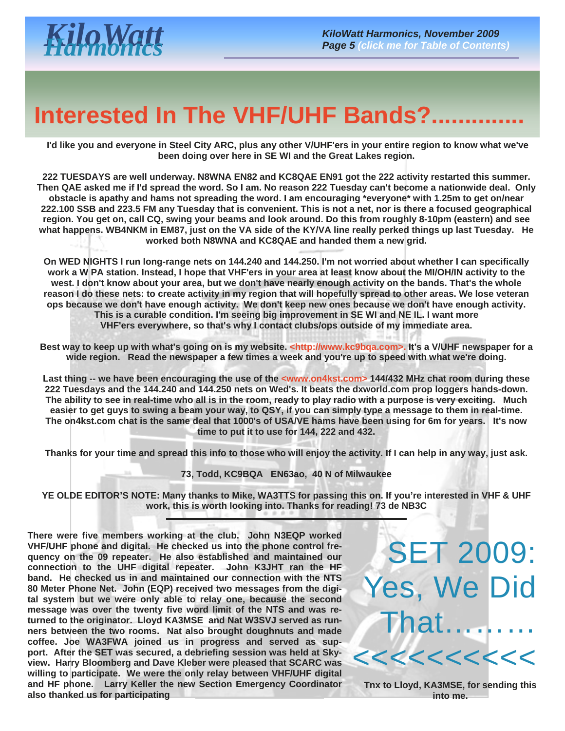# Interested In The VHF/UHF Bands?..............

**I'd like you and everyone in Steel City ARC, plus any other V/UHF'ers in your entire region to know what we've been doing over here in SE WI and the Great Lakes region.**

**222 TUESDAYS are well underway. N8WNA EN82 and KC8QAE EN91 got the 222 activity restarted this summer. Then QAE asked me if I'd spread the word. So I am. No reason 222 Tuesday can't become a nationwide deal. Only obstacle is apathy and hams not spreading the word. I am encouraging *everyone* with 1.25m to get on/near 222.100 SSB and 223.5 FM any Tuesday that is convenient. This is not a net, nor is there a focused geographical region. You get on, call CQ, swing your beams and look around. Do this from roughly 8-10pm (eastern) and see what happens. WB4NKM in EM87, just on the VA side of the KY/VA line really perked things up last Tuesday. He worked both N8WNA and KC8QAE and handed them a new grid.**

**On WED NIGHTS I run long-range nets on 144.240 and 144.250. I'm not worried about whether I can specifically work a W PA station. Instead, I hope that VHF'ers in your area at least know about the MI/OH/IN activity to the west. I don't know about your area, but we don't have nearly enough activity on the bands. That's the whole reason I do these nets: to create activity in my region that will hopefully spread to other areas. We lose veteran ops because we don't have enough activity. We don't keep new ones because we don't have enough activity. This is a curable condition. I'm seeing big improvement in SE WI and NE IL. I want more VHF'ers everywhere, so that's why I contact clubs/ops outside of my immediate area.**

**Best way to keep up with what's going on is my website. <http://www.kc9bqa.com>. It's a V/UHF newspaper for a wide region. Read the newspaper a few times a week and you're up to speed with what we're doing.**

**Last thing -- we have been encouraging the use of the <www.on4kst.com> 144/432 MHz chat room during these 222 Tuesdays and the 144.240 and 144.250 nets on Wed's. It beats the dxworld.com prop loggers hands-down. The ability to see in real-time who all is in the room, ready to play radio with a purpose is very exciting. Much easier to get guys to swing a beam your way, to QSY, if you can simply type a message to them in real-time. The on4kst.com chat is the same deal that 1000's of USA/VE hams have been using for 6m for years. It's now time to put it to use for 144, 222 and 432.**

**Thanks for your time and spread this info to those who will enjoy the activity. If I can help in any way, just ask.**

**73, Todd, KC9BQA EN63ao, 40 N of Milwaukee**

**YE OLDE EDITOR'S NOTE: Many thanks to Mike, WA3TTS for passing this on. If you're interested in VHF & UHF work, this is worth looking into. Thanks for reading! 73 de NB3C**

---

## SET 2009: Yes, We Did That.........<<<<<<<<<<

**There were five members working at the club. John N3EQP worked VHF/UHF phone and digital. He checked us into the phone control frequency on the 09 repeater. He also established and maintained our connection to the UHF digital repeater. John K3JHT ran the HF band. He checked us in and maintained our connection with the NTS 80 Meter Phone Net. John (EQP) received two messages from the digital system but we were only able to relay one, because the second message was over the twenty five word limit of the NTS and was returned to the originator. Lloyd KA3MSE and Nat W3SVJ served as runners between the two rooms. Nat also brought doughnuts and made coffee. Joe WA3FWA joined us in progress and served as support. After the SET was secured, a debriefing session was held at Skyview. Harry Bloomberg and Dave Kleber were pleased that SCARC was willing to participate. We were the only relay between VHF/UHF digital and HF phone. Larry Keller the new Section Emergency Coordinator also thanked us for participating**

**Tnx to Lloyd, KA3MSE, for sending this into me.**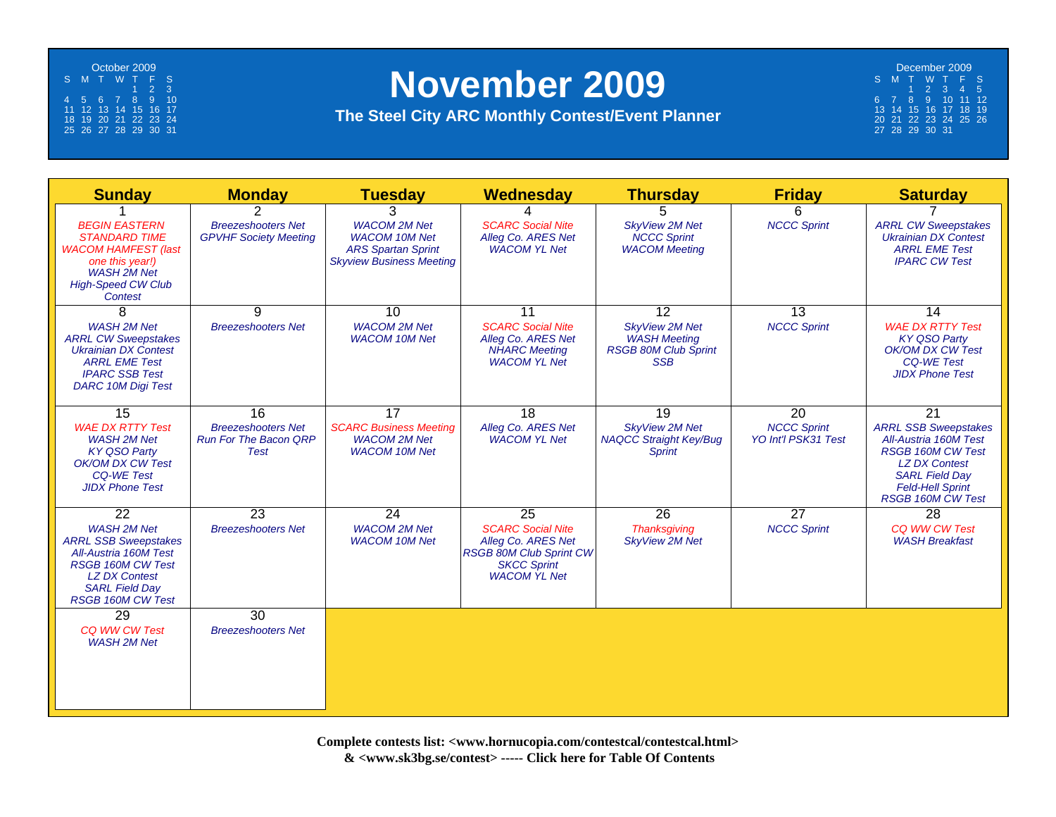# November 2009

## The Steel City ARC Monthly Contest/Event Planner

**October 2009**

| S | M | T | W | T | F | S |
|---|---|---|---|---|---|---|
| | | | | 1 | 2 | 3 |
| 4 | 5 | 6 | 7 | 8 | 9 | 10 |
| 11 | 12 | 13 | 14 | 15 | 16 | 17 |
| 18 | 19 | 20 | 21 | 22 | 23 | 24 |
| 25 | 26 | 27 | 28 | 29 | 30 | 31 |

**December 2009**

| S | M | T | W | T | F | S |
|---|---|---|---|---|---|---|
| | | 1 | 2 | 3 | 4 | 5 |
| 6 | 7 | 8 | 9 | 10 | 11 | 12 |
| 13 | 14 | 15 | 16 | 17 | 18 | 19 |
| 20 | 21 | 22 | 23 | 24 | 25 | 26 |
| 27 | 28 | 29 | 30 | 31 | | |

| Sunday | Monday | Tuesday | Wednesday | Thursday | Friday | Saturday |
|---|---|---|---|---|---|---|
| 1<br>*BEGIN EASTERN STANDARD TIME*<br>*WACOM HAMFEST (last one this year!)*<br>*WASH 2M Net*<br>*High-Speed CW Club Contest* | 2<br>*Breezeshooters Net*<br>*GPVHF Society Meeting* | 3<br>*WACOM 2M Net*<br>*WACOM 10M Net*<br>*ARS Spartan Sprint*<br>*Skyview Business Meeting* | 4<br>*SCARC Social Nite*<br>*Alleg Co. ARES Net*<br>*WACOM YL Net* | 5<br>*SkyView 2M Net*<br>*NCCC Sprint*<br>*WACOM Meeting* | 6<br>*NCCC Sprint* | 7<br>*ARRL CW Sweepstakes*<br>*Ukrainian DX Contest*<br>*ARRL EME Test*<br>*IPARC CW Test* |
| 8<br>*WASH 2M Net*<br>*ARRL CW Sweepstakes*<br>*Ukrainian DX Contest*<br>*ARRL EME Test*<br>*IPARC SSB Test*<br>*DARC 10M Digi Test* | 9<br>*Breezeshooters Net* | 10<br>*WACOM 2M Net*<br>*WACOM 10M Net* | 11<br>*SCARC Social Nite*<br>*Alleg Co. ARES Net*<br>*NHARC Meeting*<br>*WACOM YL Net* | 12<br>*SkyView 2M Net*<br>*WASH Meeting*<br>*RSGB 80M Club Sprint SSB* | 13<br>*NCCC Sprint* | 14<br>*WAE DX RTTY Test*<br>*KY QSO Party*<br>*OK/OM DX CW Test*<br>*CQ-WE Test*<br>*JIDX Phone Test* |
| 15<br>*WAE DX RTTY Test*<br>*WASH 2M Net*<br>*KY QSO Party*<br>*OK/OM DX CW Test*<br>*CQ-WE Test*<br>*JIDX Phone Test* | 16<br>*Breezeshooters Net*<br>*Run For The Bacon QRP Test* | 17<br>*SCARC Business Meeting*<br>*WACOM 2M Net*<br>*WACOM 10M Net* | 18<br>*Alleg Co. ARES Net*<br>*WACOM YL Net* | 19<br>*SkyView 2M Net*<br>*NAQCC Straight Key/Bug Sprint* | 20<br>*NCCC Sprint*<br>*YO Int'l PSK31 Test* | 21<br>*ARRL SSB Sweepstakes*<br>*All-Austria 160M Test*<br>*RSGB 160M CW Test*<br>*LZ DX Contest*<br>*SARL Field Day*<br>*Feld-Hell Sprint*<br>*RSGB 160M CW Test* |
| 22<br>*WASH 2M Net*<br>*ARRL SSB Sweepstakes*<br>*All-Austria 160M Test*<br>*RSGB 160M CW Test*<br>*LZ DX Contest*<br>*SARL Field Day*<br>*RSGB 160M CW Test* | 23<br>*Breezeshooters Net* | 24<br>*WACOM 2M Net*<br>*WACOM 10M Net* | 25<br>*SCARC Social Nite*<br>*Alleg Co. ARES Net*<br>*RSGB 80M Club Sprint CW*<br>*SKCC Sprint*<br>*WACOM YL Net* | 26<br>*Thanksgiving*<br>*SkyView 2M Net* | 27<br>*NCCC Sprint* | 28<br>*CQ WW CW Test*<br>*WASH Breakfast* |
| 29<br>*CQ WW CW Test*<br>*WASH 2M Net* | 30<br>*Breezeshooters Net* | | | | | |

**Complete contests list: <www.hornucopia.com/contestcal/contestcal.html>**
**& <www.sk3bg.se/contest> ----- Click here for Table Of Contents**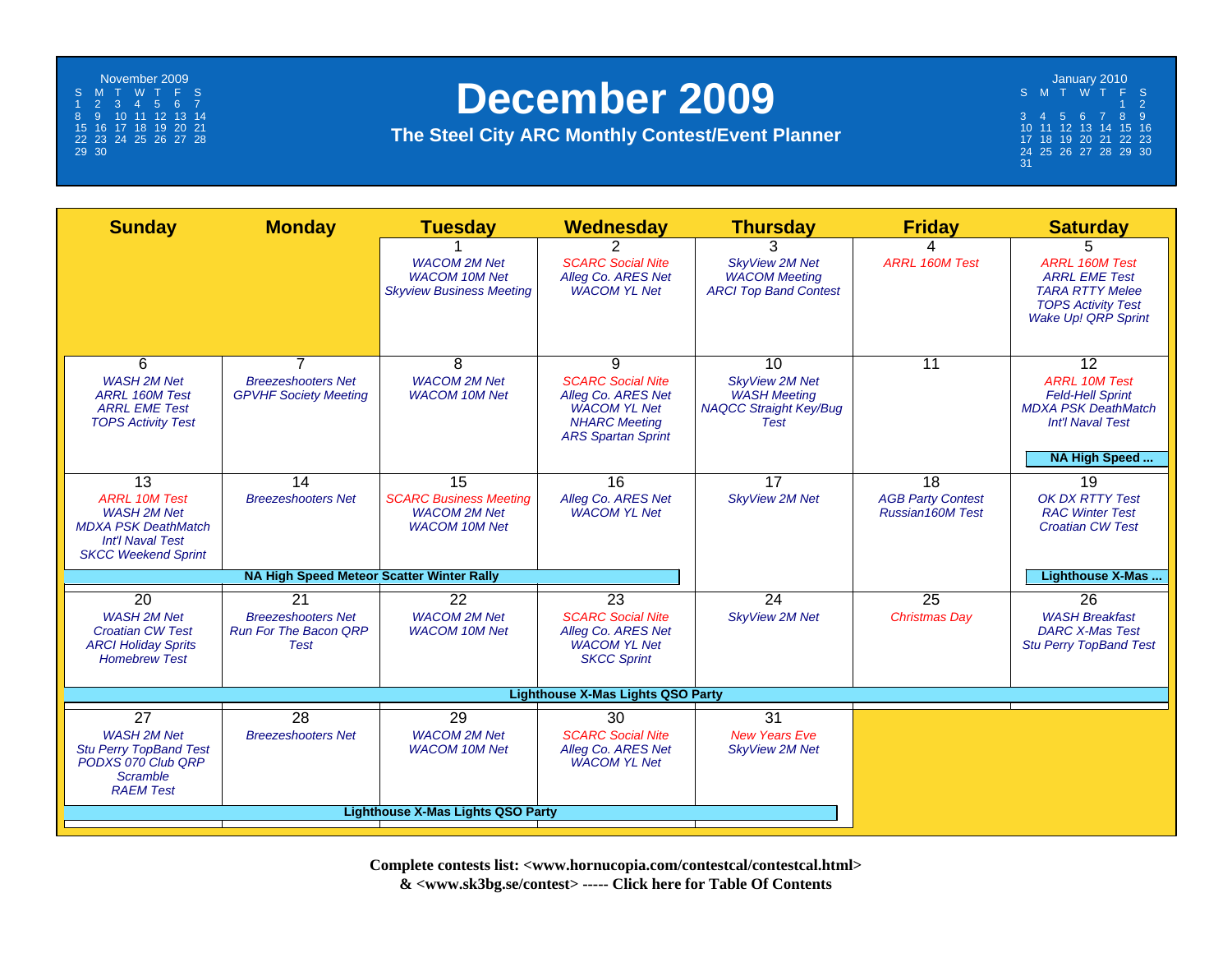# December 2009

## The Steel City ARC Monthly Contest/Event Planner

November 2009

| S | M | T | W | T | F | S |
|---|---|---|---|---|---|---|
| 1 | 2 | 3 | 4 | 5 | 6 | 7 |
| 8 | 9 | 10 | 11 | 12 | 13 | 14 |
| 15 | 16 | 17 | 18 | 19 | 20 | 21 |
| 22 | 23 | 24 | 25 | 26 | 27 | 28 |
| 29 | 30 | | | | | |

January 2010

| S | M | T | W | T | F | S |
|---|---|---|---|---|---|---|
| | | | | | 1 | 2 |
| 3 | 4 | 5 | 6 | 7 | 8 | 9 |
| 10 | 11 | 12 | 13 | 14 | 15 | 16 |
| 17 | 18 | 19 | 20 | 21 | 22 | 23 |
| 24 | 25 | 26 | 27 | 28 | 29 | 30 |
| 31 | | | | | | |

| Sunday | Monday | Tuesday | Wednesday | Thursday | Friday | Saturday |
|---|---|---|---|---|---|---|
| | | 1<br>*WACOM 2M Net*<br>*WACOM 10M Net*<br>*Skyview Business Meeting* | 2<br>*SCARC Social Nite*<br>*Alleg Co. ARES Net*<br>*WACOM YL Net* | 3<br>*SkyView 2M Net*<br>*WACOM Meeting*<br>*ARCI Top Band Contest* | 4<br>*ARRL 160M Test* | 5<br>*ARRL 160M Test*<br>*ARRL EME Test*<br>*TARA RTTY Melee*<br>*TOPS Activity Test*<br>*Wake Up! QRP Sprint* |
| 6<br>*WASH 2M Net*<br>*ARRL 160M Test*<br>*ARRL EME Test*<br>*TOPS Activity Test* | 7<br>*Breezeshooters Net*<br>*GPVHF Society Meeting* | 8<br>*WACOM 2M Net*<br>*WACOM 10M Net* | 9<br>*SCARC Social Nite*<br>*Alleg Co. ARES Net*<br>*WACOM YL Net*<br>*NHARC Meeting*<br>*ARS Spartan Sprint* | 10<br>*SkyView 2M Net*<br>*WASH Meeting*<br>*NAQCC Straight Key/Bug Test* | 11 | 12<br>*ARRL 10M Test*<br>*Feld-Hell Sprint*<br>*MDXA PSK DeathMatch*<br>*Int'l Naval Test*<br>**NA High Speed ...** |
| 13<br>*ARRL 10M Test*<br>*WASH 2M Net*<br>*MDXA PSK DeathMatch*<br>*Int'l Naval Test*<br>*SKCC Weekend Sprint*<br>**NA High Speed Meteor Scatter Winter Rally** | 14<br>*Breezeshooters Net* | 15<br>*SCARC Business Meeting*<br>*WACOM 2M Net*<br>*WACOM 10M Net* | 16<br>*Alleg Co. ARES Net*<br>*WACOM YL Net* | 17<br>*SkyView 2M Net* | 18<br>*AGB Party Contest*<br>*Russian160M Test* | 19<br>*OK DX RTTY Test*<br>*RAC Winter Test*<br>*Croatian CW Test*<br>**Lighthouse X-Mas ...** |
| 20<br>*WASH 2M Net*<br>*Croatian CW Test*<br>*ARCI Holiday Sprits*<br>*Homebrew Test*<br>**Lighthouse X-Mas Lights QSO Party** | 21<br>*Breezeshooters Net*<br>*Run For The Bacon QRP Test* | 22<br>*WACOM 2M Net*<br>*WACOM 10M Net* | 23<br>*SCARC Social Nite*<br>*Alleg Co. ARES Net*<br>*WACOM YL Net*<br>*SKCC Sprint* | 24<br>*SkyView 2M Net* | 25<br>*Christmas Day* | 26<br>*WASH Breakfast*<br>*DARC X-Mas Test*<br>*Stu Perry TopBand Test* |
| 27<br>*WASH 2M Net*<br>*Stu Perry TopBand Test*<br>*PODXS 070 Club QRP Scramble*<br>*RAEM Test*<br>**Lighthouse X-Mas Lights QSO Party** | 28<br>*Breezeshooters Net* | 29<br>*WACOM 2M Net*<br>*WACOM 10M Net* | 30<br>*SCARC Social Nite*<br>*Alleg Co. ARES Net*<br>*WACOM YL Net* | 31<br>*New Years Eve*<br>*SkyView 2M Net* | | |

**Complete contests list: <www.hornucopia.com/contestcal/contestcal.html>**
**& <www.sk3bg.se/contest> ----- Click here for Table Of Contents**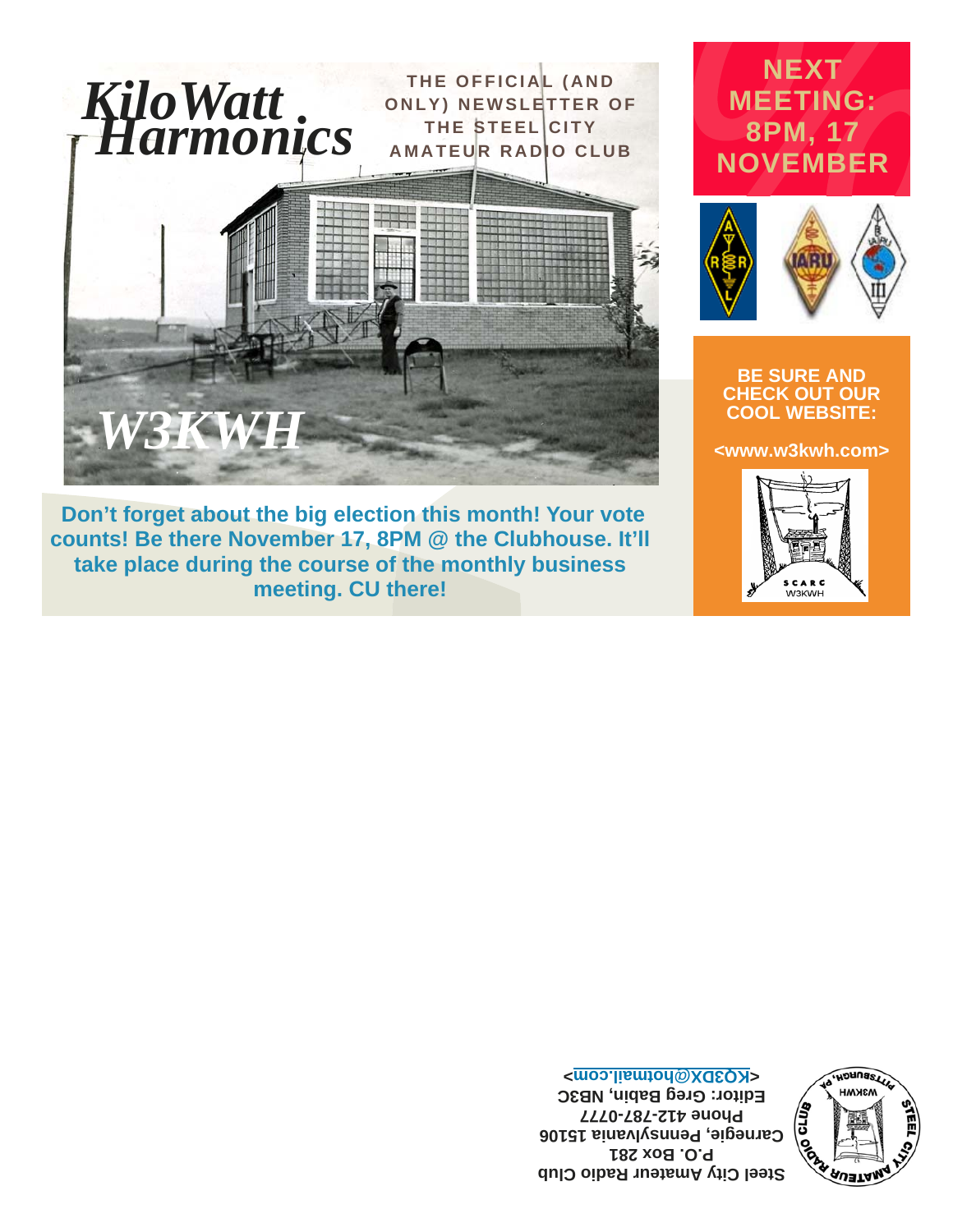# *KiloWatt Harmonics*

THE OFFICIAL (AND ONLY) NEWSLETTER OF THE STEEL CITY AMATEUR RADIO CLUB

*W3KWH*

**Don't forget about the big election this month! Your vote counts! Be there November 17, 8PM @ the Clubhouse. It'll take place during the course of the monthly business meeting. CU there!**

**NEXT MEETING: 8PM, 17 NOVEMBER**

**BE SURE AND CHECK OUT OUR COOL WEBSITE:**

**<www.w3kwh.com>**

SCARC
W3KWH

**Steel City Amateur Radio Club**
**P.O. Box 281**
**Carnegie, Pennsylvania 15106**
**Phone 412-787-0777**
**Editor: Greg Babin, NB3C**
**<KQ3DX@hotmail.com>**